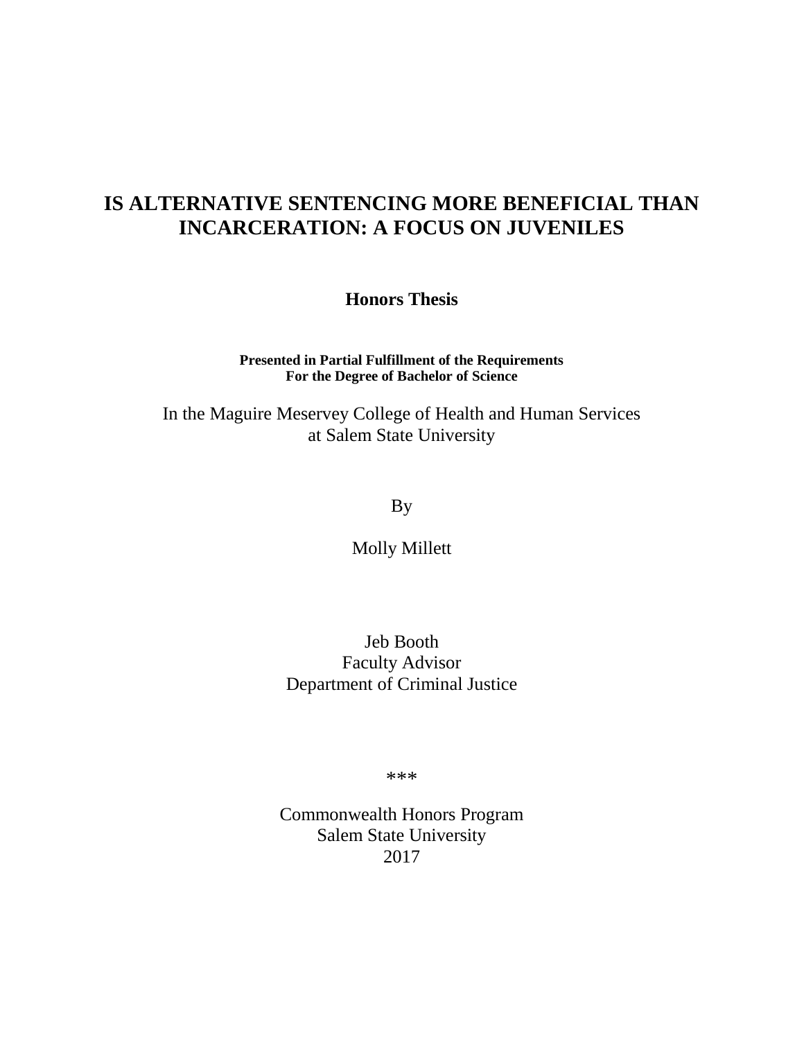# IS ALTERNATIVE SENTENCING MORE BENEFICIAL THAN INCARCERATION: A FOCUS ON JUVENILES

**Honors Thesis**

**Presented in Partial Fulfillment of the Requirements**
**For the Degree of Bachelor of Science**

In the Maguire Meservey College of Health and Human Services
at Salem State University

By

Molly Millett

Jeb Booth
Faculty Advisor
Department of Criminal Justice

***

Commonwealth Honors Program
Salem State University
2017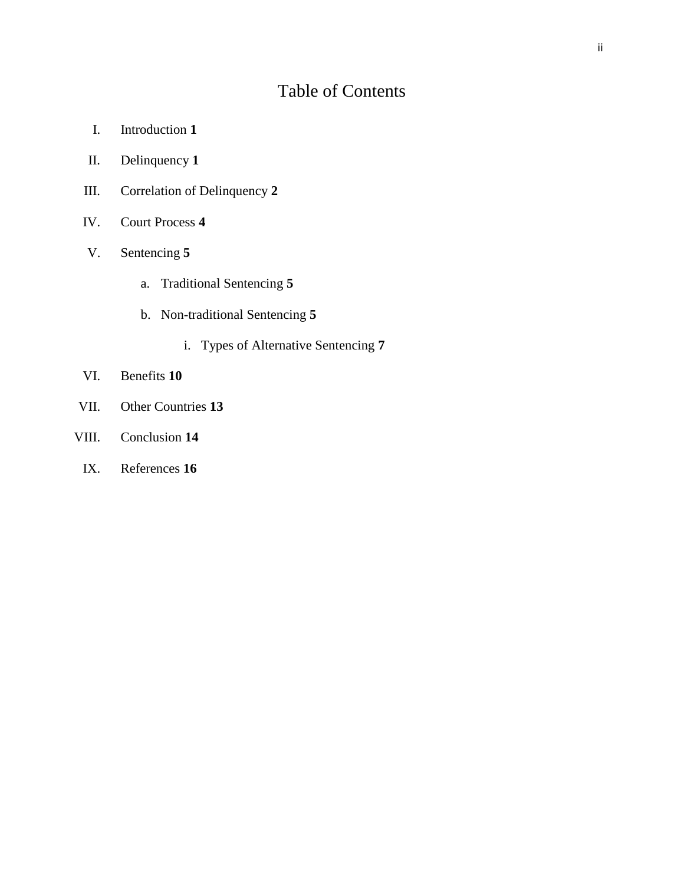# Table of Contents

I. Introduction **1**

II. Delinquency **1**

III. Correlation of Delinquency **2**

IV. Court Process **4**

V. Sentencing **5**

- a. Traditional Sentencing **5**
- b. Non-traditional Sentencing **5**
    - i. Types of Alternative Sentencing **7**

VI. Benefits **10**

VII. Other Countries **13**

VIII. Conclusion **14**

IX. References **16**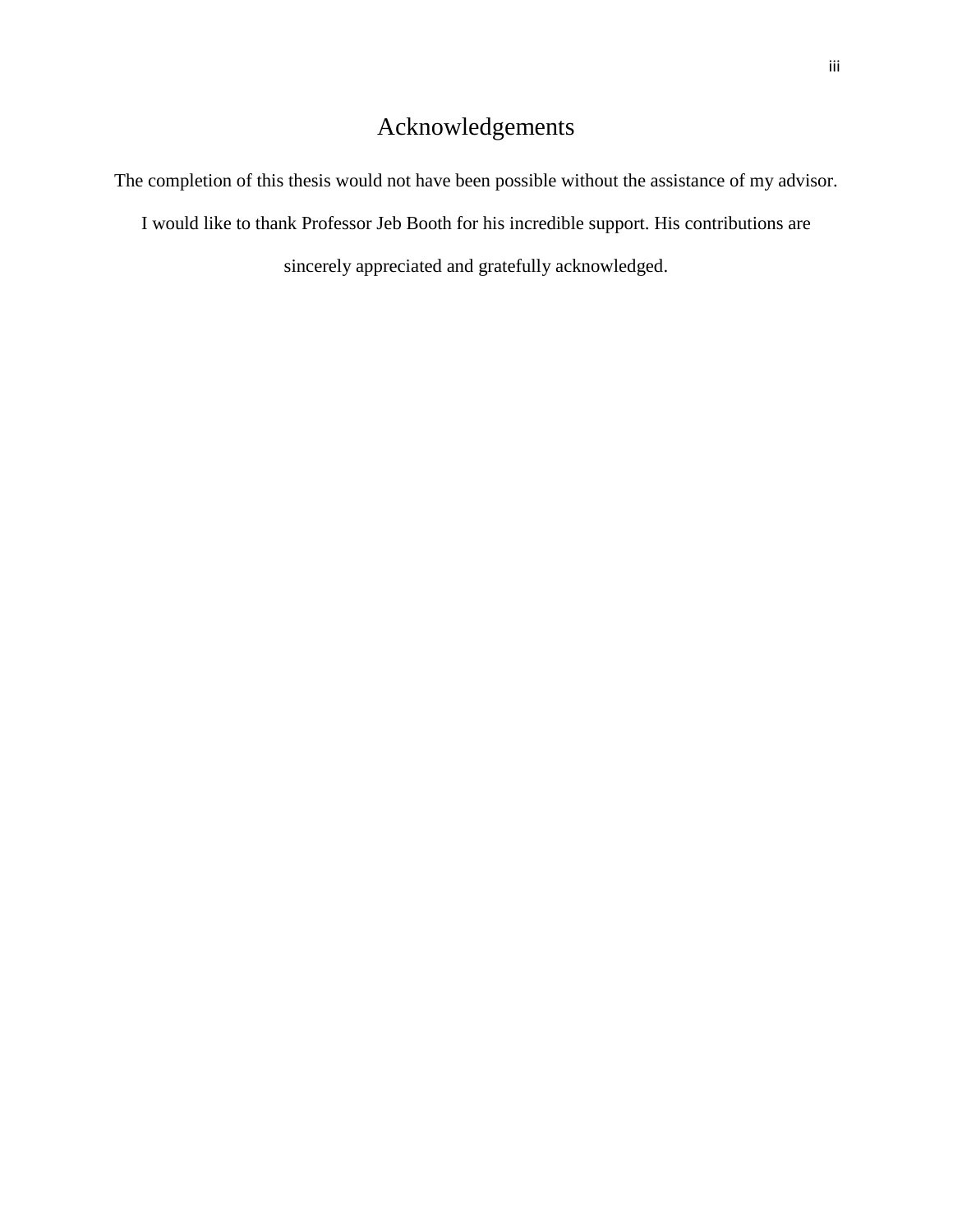# Acknowledgements

The completion of this thesis would not have been possible without the assistance of my advisor. I would like to thank Professor Jeb Booth for his incredible support. His contributions are sincerely appreciated and gratefully acknowledged.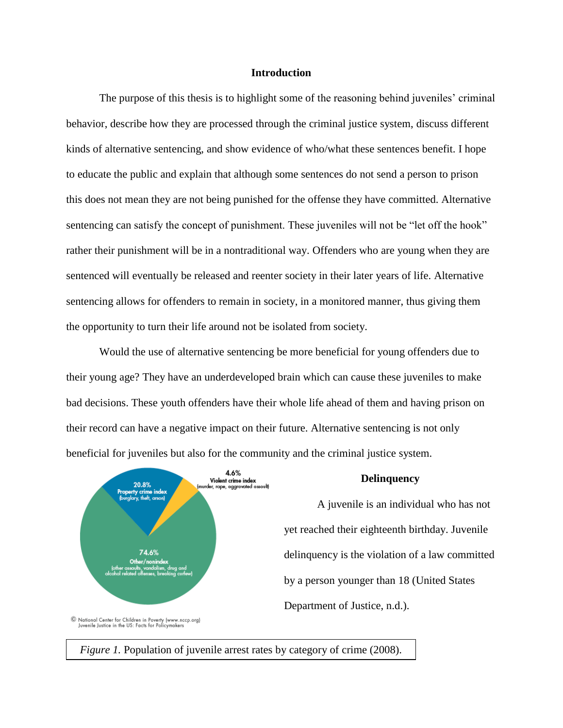# Introduction

The purpose of this thesis is to highlight some of the reasoning behind juveniles' criminal behavior, describe how they are processed through the criminal justice system, discuss different kinds of alternative sentencing, and show evidence of who/what these sentences benefit. I hope to educate the public and explain that although some sentences do not send a person to prison this does not mean they are not being punished for the offense they have committed. Alternative sentencing can satisfy the concept of punishment. These juveniles will not be "let off the hook" rather their punishment will be in a nontraditional way. Offenders who are young when they are sentenced will eventually be released and reenter society in their later years of life. Alternative sentencing allows for offenders to remain in society, in a monitored manner, thus giving them the opportunity to turn their life around not be isolated from society.

Would the use of alternative sentencing be more beneficial for young offenders due to their young age? They have an underdeveloped brain which can cause these juveniles to make bad decisions. These youth offenders have their whole life ahead of them and having prison on their record can have a negative impact on their future. Alternative sentencing is not only beneficial for juveniles but also for the community and the criminal justice system.

## Delinquency

A juvenile is an individual who has not yet reached their eighteenth birthday. Juvenile delinquency is the violation of a law committed by a person younger than 18 (United States Department of Justice, n.d.).

*Figure 1.* Population of juvenile arrest rates by category of crime (2008).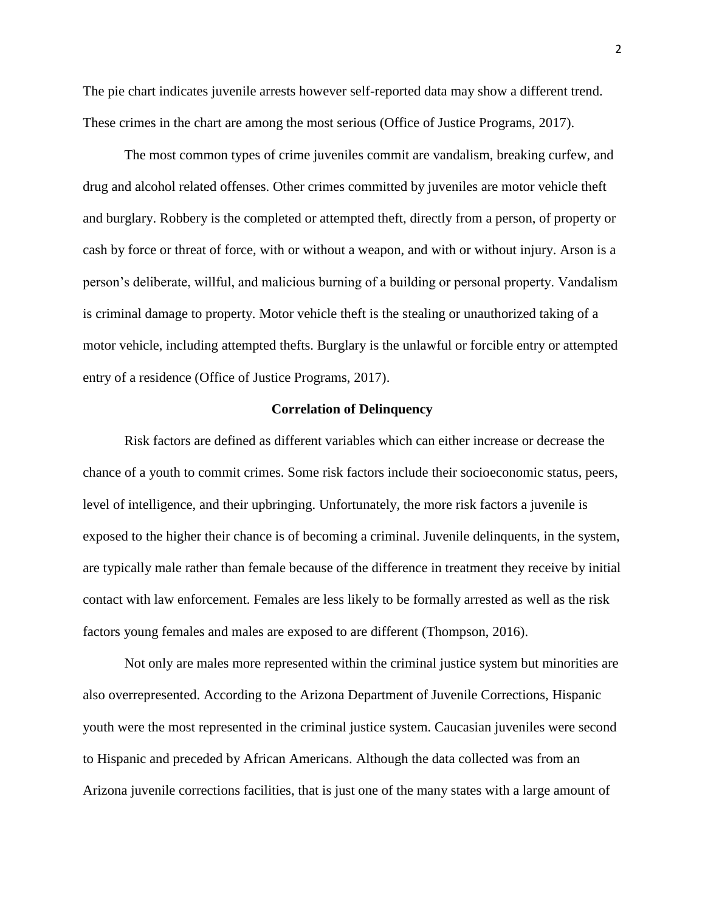The pie chart indicates juvenile arrests however self-reported data may show a different trend. These crimes in the chart are among the most serious (Office of Justice Programs, 2017).

The most common types of crime juveniles commit are vandalism, breaking curfew, and drug and alcohol related offenses. Other crimes committed by juveniles are motor vehicle theft and burglary. Robbery is the completed or attempted theft, directly from a person, of property or cash by force or threat of force, with or without a weapon, and with or without injury. Arson is a person's deliberate, willful, and malicious burning of a building or personal property. Vandalism is criminal damage to property. Motor vehicle theft is the stealing or unauthorized taking of a motor vehicle, including attempted thefts. Burglary is the unlawful or forcible entry or attempted entry of a residence (Office of Justice Programs, 2017).

## Correlation of Delinquency

Risk factors are defined as different variables which can either increase or decrease the chance of a youth to commit crimes. Some risk factors include their socioeconomic status, peers, level of intelligence, and their upbringing. Unfortunately, the more risk factors a juvenile is exposed to the higher their chance is of becoming a criminal. Juvenile delinquents, in the system, are typically male rather than female because of the difference in treatment they receive by initial contact with law enforcement. Females are less likely to be formally arrested as well as the risk factors young females and males are exposed to are different (Thompson, 2016).

Not only are males more represented within the criminal justice system but minorities are also overrepresented. According to the Arizona Department of Juvenile Corrections, Hispanic youth were the most represented in the criminal justice system. Caucasian juveniles were second to Hispanic and preceded by African Americans. Although the data collected was from an Arizona juvenile corrections facilities, that is just one of the many states with a large amount of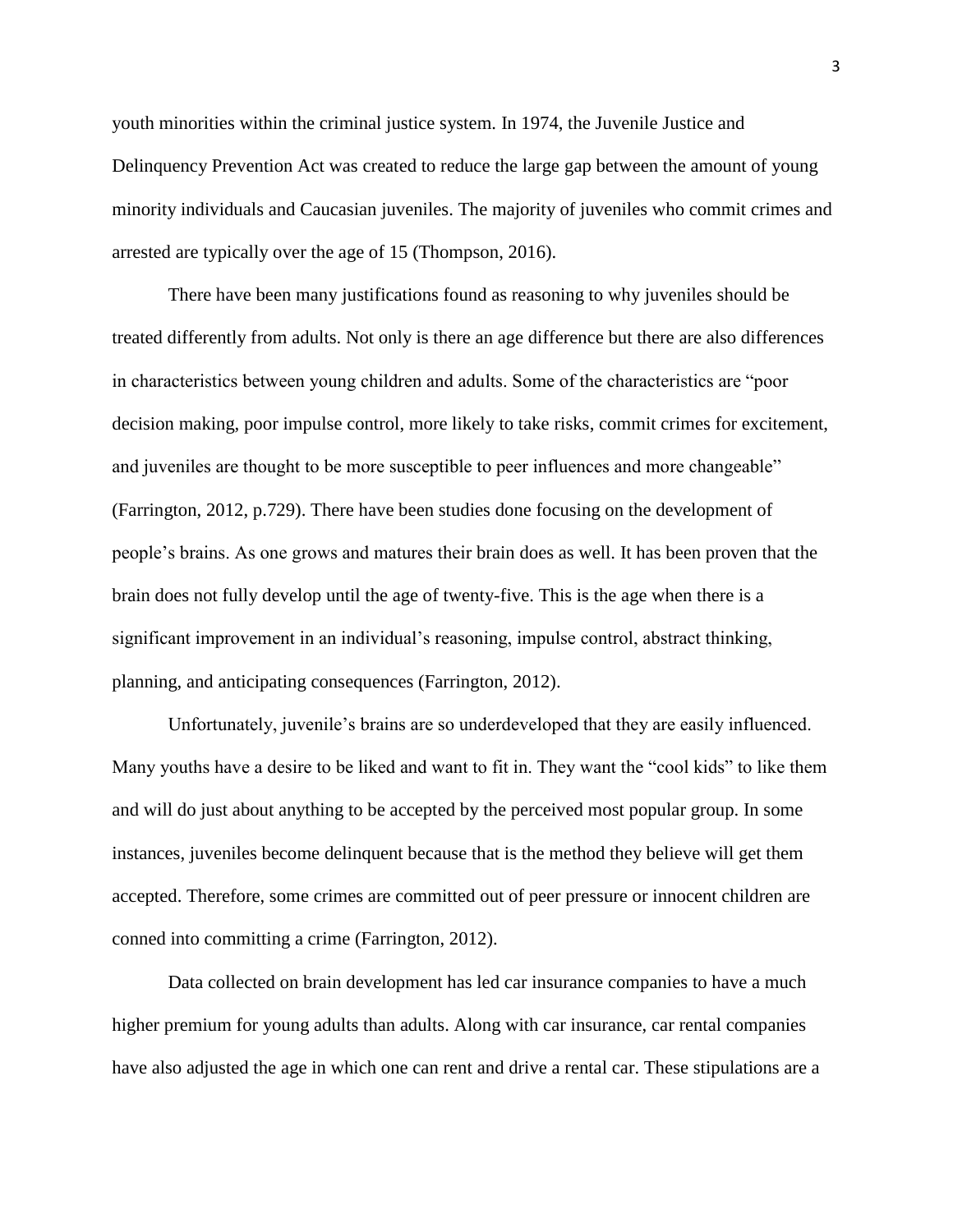youth minorities within the criminal justice system. In 1974, the Juvenile Justice and Delinquency Prevention Act was created to reduce the large gap between the amount of young minority individuals and Caucasian juveniles. The majority of juveniles who commit crimes and arrested are typically over the age of 15 (Thompson, 2016).

There have been many justifications found as reasoning to why juveniles should be treated differently from adults. Not only is there an age difference but there are also differences in characteristics between young children and adults. Some of the characteristics are "poor decision making, poor impulse control, more likely to take risks, commit crimes for excitement, and juveniles are thought to be more susceptible to peer influences and more changeable" (Farrington, 2012, p.729). There have been studies done focusing on the development of people's brains. As one grows and matures their brain does as well. It has been proven that the brain does not fully develop until the age of twenty-five. This is the age when there is a significant improvement in an individual's reasoning, impulse control, abstract thinking, planning, and anticipating consequences (Farrington, 2012).

Unfortunately, juvenile's brains are so underdeveloped that they are easily influenced. Many youths have a desire to be liked and want to fit in. They want the "cool kids" to like them and will do just about anything to be accepted by the perceived most popular group. In some instances, juveniles become delinquent because that is the method they believe will get them accepted. Therefore, some crimes are committed out of peer pressure or innocent children are conned into committing a crime (Farrington, 2012).

Data collected on brain development has led car insurance companies to have a much higher premium for young adults than adults. Along with car insurance, car rental companies have also adjusted the age in which one can rent and drive a rental car. These stipulations are a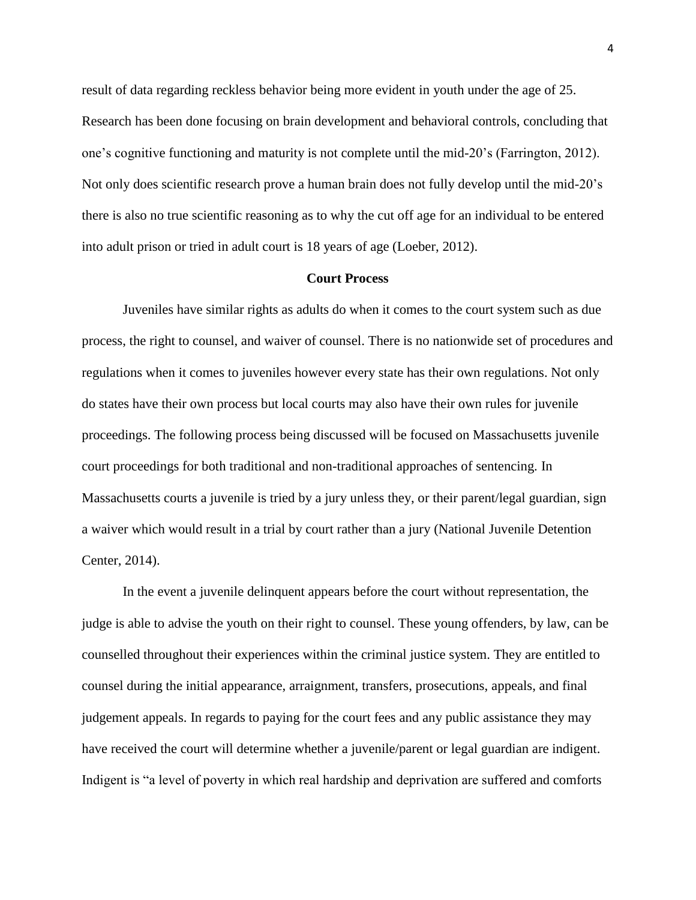result of data regarding reckless behavior being more evident in youth under the age of 25. Research has been done focusing on brain development and behavioral controls, concluding that one's cognitive functioning and maturity is not complete until the mid-20's (Farrington, 2012). Not only does scientific research prove a human brain does not fully develop until the mid-20's there is also no true scientific reasoning as to why the cut off age for an individual to be entered into adult prison or tried in adult court is 18 years of age (Loeber, 2012).

## Court Process

Juveniles have similar rights as adults do when it comes to the court system such as due process, the right to counsel, and waiver of counsel. There is no nationwide set of procedures and regulations when it comes to juveniles however every state has their own regulations. Not only do states have their own process but local courts may also have their own rules for juvenile proceedings. The following process being discussed will be focused on Massachusetts juvenile court proceedings for both traditional and non-traditional approaches of sentencing. In Massachusetts courts a juvenile is tried by a jury unless they, or their parent/legal guardian, sign a waiver which would result in a trial by court rather than a jury (National Juvenile Detention Center, 2014).

In the event a juvenile delinquent appears before the court without representation, the judge is able to advise the youth on their right to counsel. These young offenders, by law, can be counselled throughout their experiences within the criminal justice system. They are entitled to counsel during the initial appearance, arraignment, transfers, prosecutions, appeals, and final judgement appeals. In regards to paying for the court fees and any public assistance they may have received the court will determine whether a juvenile/parent or legal guardian are indigent. Indigent is "a level of poverty in which real hardship and deprivation are suffered and comforts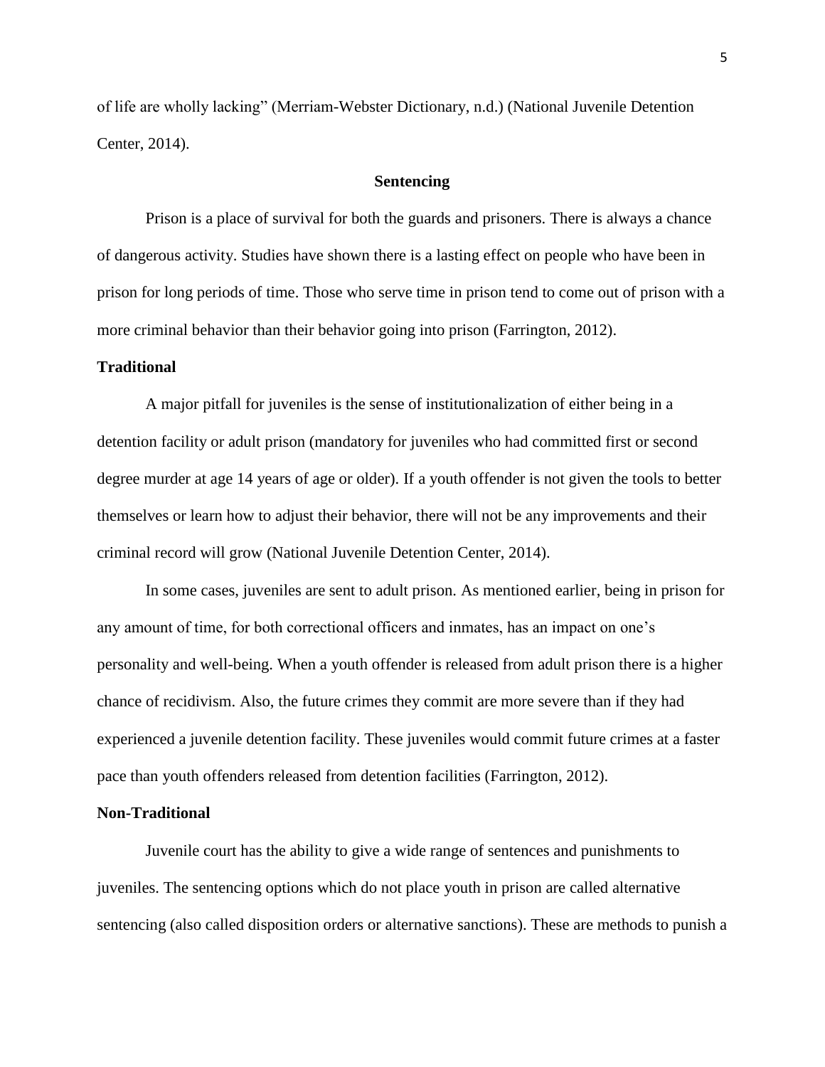of life are wholly lacking" (Merriam-Webster Dictionary, n.d.) (National Juvenile Detention Center, 2014).

## Sentencing

Prison is a place of survival for both the guards and prisoners. There is always a chance of dangerous activity. Studies have shown there is a lasting effect on people who have been in prison for long periods of time. Those who serve time in prison tend to come out of prison with a more criminal behavior than their behavior going into prison (Farrington, 2012).

### Traditional

A major pitfall for juveniles is the sense of institutionalization of either being in a detention facility or adult prison (mandatory for juveniles who had committed first or second degree murder at age 14 years of age or older). If a youth offender is not given the tools to better themselves or learn how to adjust their behavior, there will not be any improvements and their criminal record will grow (National Juvenile Detention Center, 2014).

In some cases, juveniles are sent to adult prison. As mentioned earlier, being in prison for any amount of time, for both correctional officers and inmates, has an impact on one's personality and well-being. When a youth offender is released from adult prison there is a higher chance of recidivism. Also, the future crimes they commit are more severe than if they had experienced a juvenile detention facility. These juveniles would commit future crimes at a faster pace than youth offenders released from detention facilities (Farrington, 2012).

### Non-Traditional

Juvenile court has the ability to give a wide range of sentences and punishments to juveniles. The sentencing options which do not place youth in prison are called alternative sentencing (also called disposition orders or alternative sanctions). These are methods to punish a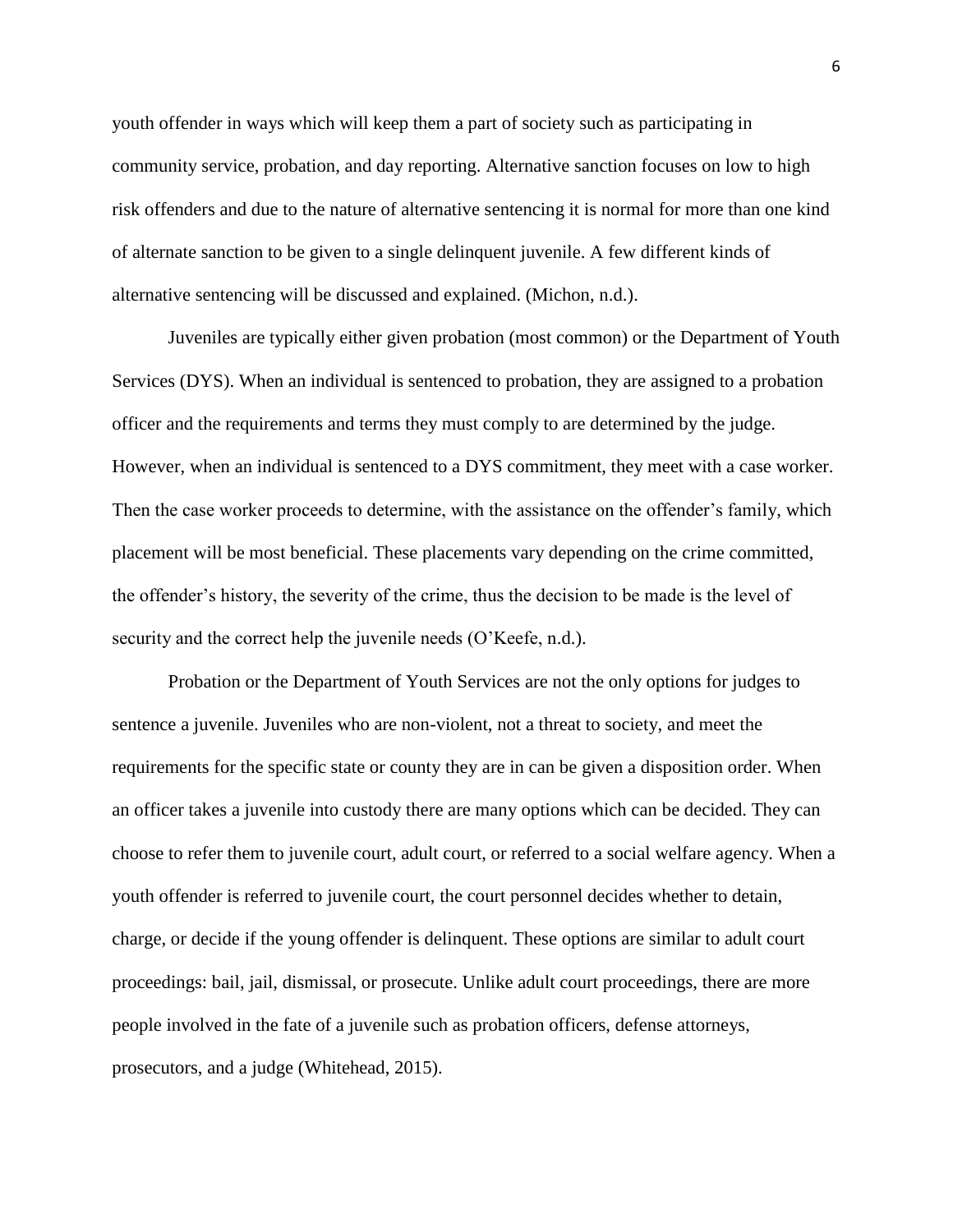youth offender in ways which will keep them a part of society such as participating in community service, probation, and day reporting. Alternative sanction focuses on low to high risk offenders and due to the nature of alternative sentencing it is normal for more than one kind of alternate sanction to be given to a single delinquent juvenile. A few different kinds of alternative sentencing will be discussed and explained. (Michon, n.d.).

Juveniles are typically either given probation (most common) or the Department of Youth Services (DYS). When an individual is sentenced to probation, they are assigned to a probation officer and the requirements and terms they must comply to are determined by the judge. However, when an individual is sentenced to a DYS commitment, they meet with a case worker. Then the case worker proceeds to determine, with the assistance on the offender's family, which placement will be most beneficial. These placements vary depending on the crime committed, the offender's history, the severity of the crime, thus the decision to be made is the level of security and the correct help the juvenile needs (O'Keefe, n.d.).

Probation or the Department of Youth Services are not the only options for judges to sentence a juvenile. Juveniles who are non-violent, not a threat to society, and meet the requirements for the specific state or county they are in can be given a disposition order. When an officer takes a juvenile into custody there are many options which can be decided. They can choose to refer them to juvenile court, adult court, or referred to a social welfare agency. When a youth offender is referred to juvenile court, the court personnel decides whether to detain, charge, or decide if the young offender is delinquent. These options are similar to adult court proceedings: bail, jail, dismissal, or prosecute. Unlike adult court proceedings, there are more people involved in the fate of a juvenile such as probation officers, defense attorneys, prosecutors, and a judge (Whitehead, 2015).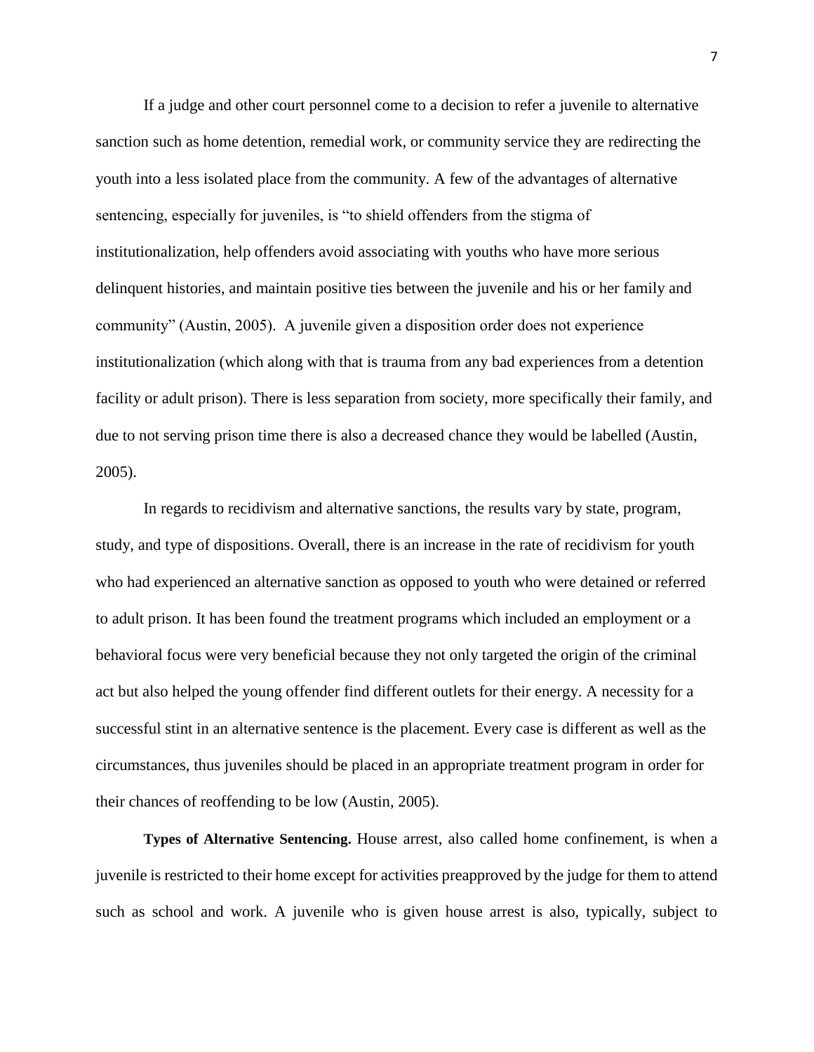If a judge and other court personnel come to a decision to refer a juvenile to alternative sanction such as home detention, remedial work, or community service they are redirecting the youth into a less isolated place from the community. A few of the advantages of alternative sentencing, especially for juveniles, is "to shield offenders from the stigma of institutionalization, help offenders avoid associating with youths who have more serious delinquent histories, and maintain positive ties between the juvenile and his or her family and community" (Austin, 2005). A juvenile given a disposition order does not experience institutionalization (which along with that is trauma from any bad experiences from a detention facility or adult prison). There is less separation from society, more specifically their family, and due to not serving prison time there is also a decreased chance they would be labelled (Austin, 2005).

In regards to recidivism and alternative sanctions, the results vary by state, program, study, and type of dispositions. Overall, there is an increase in the rate of recidivism for youth who had experienced an alternative sanction as opposed to youth who were detained or referred to adult prison. It has been found the treatment programs which included an employment or a behavioral focus were very beneficial because they not only targeted the origin of the criminal act but also helped the young offender find different outlets for their energy. A necessity for a successful stint in an alternative sentence is the placement. Every case is different as well as the circumstances, thus juveniles should be placed in an appropriate treatment program in order for their chances of reoffending to be low (Austin, 2005).

**Types of Alternative Sentencing.** House arrest, also called home confinement, is when a juvenile is restricted to their home except for activities preapproved by the judge for them to attend such as school and work. A juvenile who is given house arrest is also, typically, subject to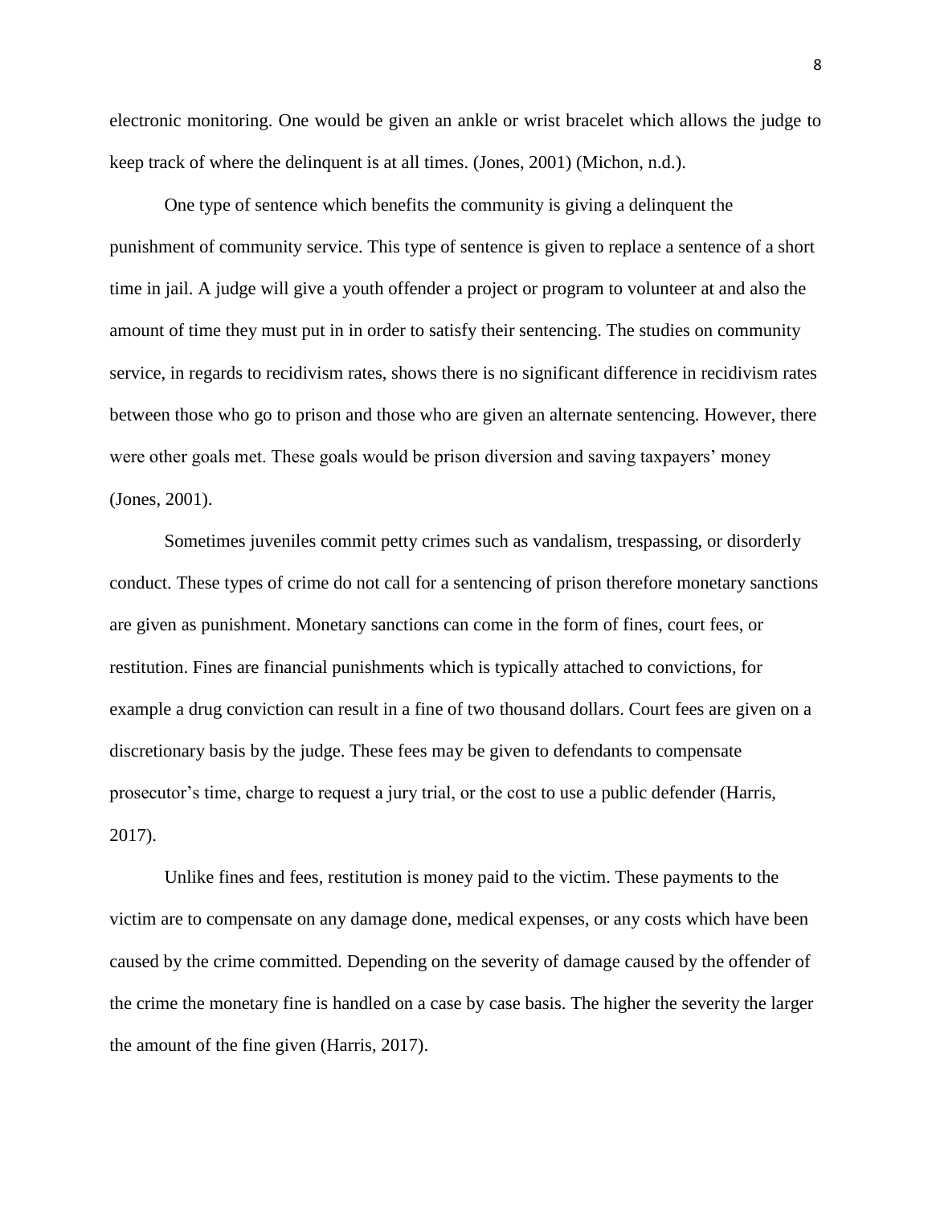electronic monitoring. One would be given an ankle or wrist bracelet which allows the judge to keep track of where the delinquent is at all times. (Jones, 2001) (Michon, n.d.).

One type of sentence which benefits the community is giving a delinquent the punishment of community service. This type of sentence is given to replace a sentence of a short time in jail. A judge will give a youth offender a project or program to volunteer at and also the amount of time they must put in in order to satisfy their sentencing. The studies on community service, in regards to recidivism rates, shows there is no significant difference in recidivism rates between those who go to prison and those who are given an alternate sentencing. However, there were other goals met. These goals would be prison diversion and saving taxpayers' money (Jones, 2001).

Sometimes juveniles commit petty crimes such as vandalism, trespassing, or disorderly conduct. These types of crime do not call for a sentencing of prison therefore monetary sanctions are given as punishment. Monetary sanctions can come in the form of fines, court fees, or restitution. Fines are financial punishments which is typically attached to convictions, for example a drug conviction can result in a fine of two thousand dollars. Court fees are given on a discretionary basis by the judge. These fees may be given to defendants to compensate prosecutor's time, charge to request a jury trial, or the cost to use a public defender (Harris, 2017).

Unlike fines and fees, restitution is money paid to the victim. These payments to the victim are to compensate on any damage done, medical expenses, or any costs which have been caused by the crime committed. Depending on the severity of damage caused by the offender of the crime the monetary fine is handled on a case by case basis. The higher the severity the larger the amount of the fine given (Harris, 2017).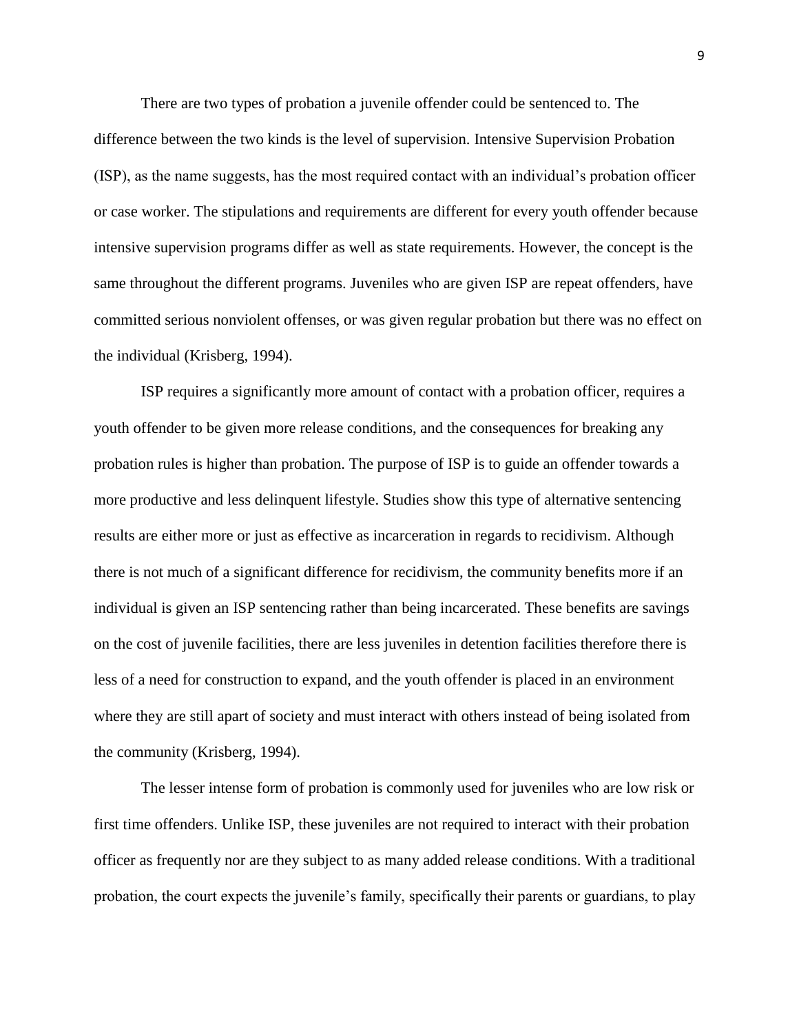There are two types of probation a juvenile offender could be sentenced to. The difference between the two kinds is the level of supervision. Intensive Supervision Probation (ISP), as the name suggests, has the most required contact with an individual's probation officer or case worker. The stipulations and requirements are different for every youth offender because intensive supervision programs differ as well as state requirements. However, the concept is the same throughout the different programs. Juveniles who are given ISP are repeat offenders, have committed serious nonviolent offenses, or was given regular probation but there was no effect on the individual (Krisberg, 1994).

ISP requires a significantly more amount of contact with a probation officer, requires a youth offender to be given more release conditions, and the consequences for breaking any probation rules is higher than probation. The purpose of ISP is to guide an offender towards a more productive and less delinquent lifestyle. Studies show this type of alternative sentencing results are either more or just as effective as incarceration in regards to recidivism. Although there is not much of a significant difference for recidivism, the community benefits more if an individual is given an ISP sentencing rather than being incarcerated. These benefits are savings on the cost of juvenile facilities, there are less juveniles in detention facilities therefore there is less of a need for construction to expand, and the youth offender is placed in an environment where they are still apart of society and must interact with others instead of being isolated from the community (Krisberg, 1994).

The lesser intense form of probation is commonly used for juveniles who are low risk or first time offenders. Unlike ISP, these juveniles are not required to interact with their probation officer as frequently nor are they subject to as many added release conditions. With a traditional probation, the court expects the juvenile's family, specifically their parents or guardians, to play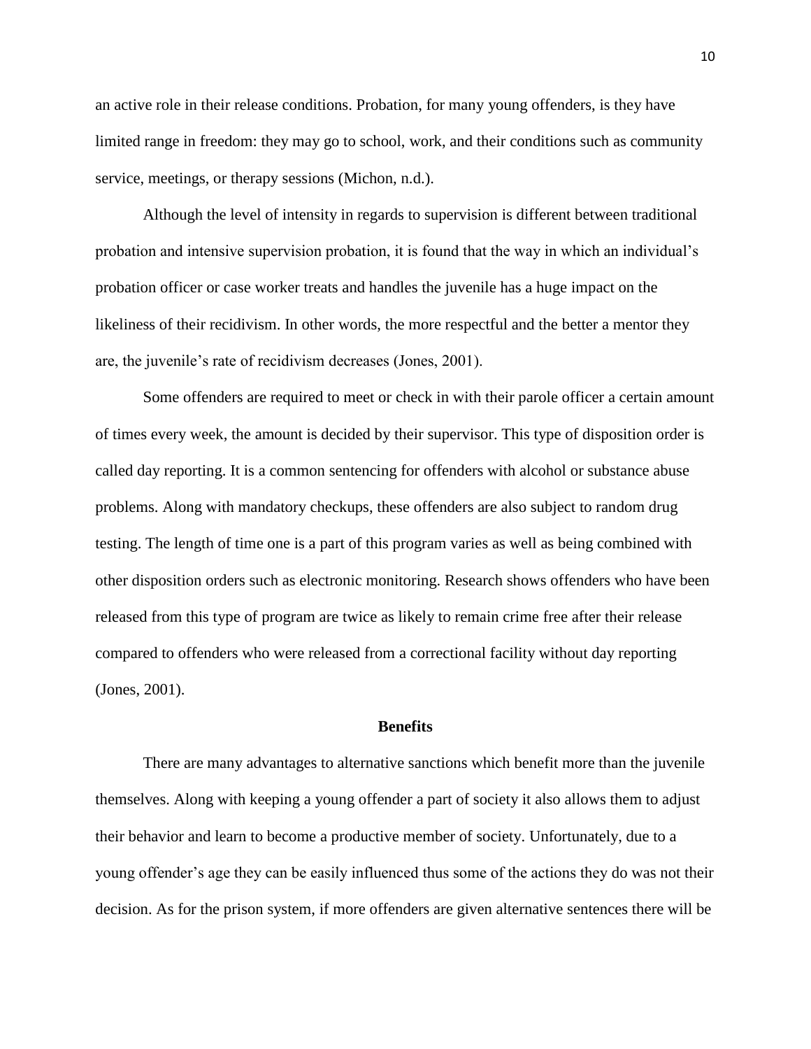an active role in their release conditions. Probation, for many young offenders, is they have limited range in freedom: they may go to school, work, and their conditions such as community service, meetings, or therapy sessions (Michon, n.d.).

Although the level of intensity in regards to supervision is different between traditional probation and intensive supervision probation, it is found that the way in which an individual's probation officer or case worker treats and handles the juvenile has a huge impact on the likeliness of their recidivism. In other words, the more respectful and the better a mentor they are, the juvenile's rate of recidivism decreases (Jones, 2001).

Some offenders are required to meet or check in with their parole officer a certain amount of times every week, the amount is decided by their supervisor. This type of disposition order is called day reporting. It is a common sentencing for offenders with alcohol or substance abuse problems. Along with mandatory checkups, these offenders are also subject to random drug testing. The length of time one is a part of this program varies as well as being combined with other disposition orders such as electronic monitoring. Research shows offenders who have been released from this type of program are twice as likely to remain crime free after their release compared to offenders who were released from a correctional facility without day reporting (Jones, 2001).

## Benefits

There are many advantages to alternative sanctions which benefit more than the juvenile themselves. Along with keeping a young offender a part of society it also allows them to adjust their behavior and learn to become a productive member of society. Unfortunately, due to a young offender's age they can be easily influenced thus some of the actions they do was not their decision. As for the prison system, if more offenders are given alternative sentences there will be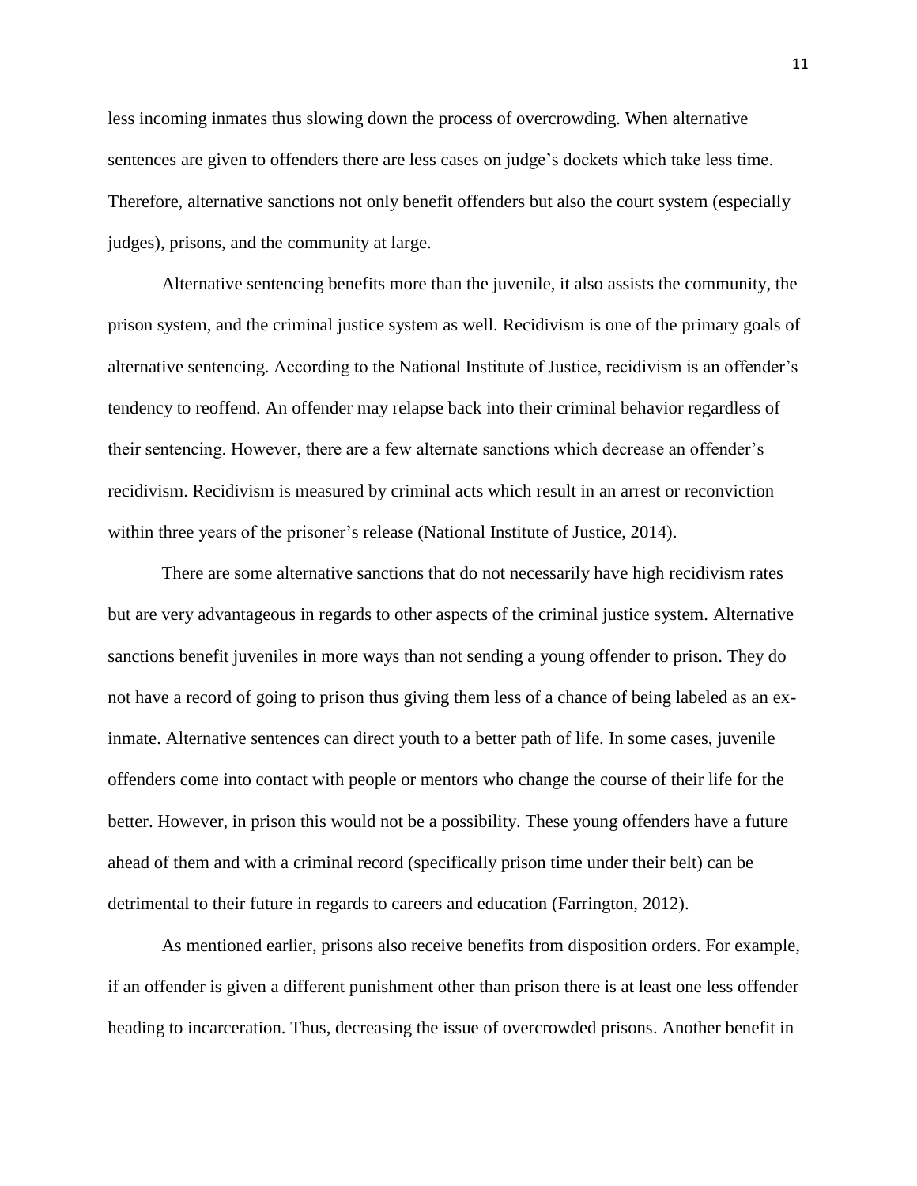less incoming inmates thus slowing down the process of overcrowding. When alternative sentences are given to offenders there are less cases on judge's dockets which take less time. Therefore, alternative sanctions not only benefit offenders but also the court system (especially judges), prisons, and the community at large.

Alternative sentencing benefits more than the juvenile, it also assists the community, the prison system, and the criminal justice system as well. Recidivism is one of the primary goals of alternative sentencing. According to the National Institute of Justice, recidivism is an offender's tendency to reoffend. An offender may relapse back into their criminal behavior regardless of their sentencing. However, there are a few alternate sanctions which decrease an offender's recidivism. Recidivism is measured by criminal acts which result in an arrest or reconviction within three years of the prisoner's release (National Institute of Justice, 2014).

There are some alternative sanctions that do not necessarily have high recidivism rates but are very advantageous in regards to other aspects of the criminal justice system. Alternative sanctions benefit juveniles in more ways than not sending a young offender to prison. They do not have a record of going to prison thus giving them less of a chance of being labeled as an ex-inmate. Alternative sentences can direct youth to a better path of life. In some cases, juvenile offenders come into contact with people or mentors who change the course of their life for the better. However, in prison this would not be a possibility. These young offenders have a future ahead of them and with a criminal record (specifically prison time under their belt) can be detrimental to their future in regards to careers and education (Farrington, 2012).

As mentioned earlier, prisons also receive benefits from disposition orders. For example, if an offender is given a different punishment other than prison there is at least one less offender heading to incarceration. Thus, decreasing the issue of overcrowded prisons. Another benefit in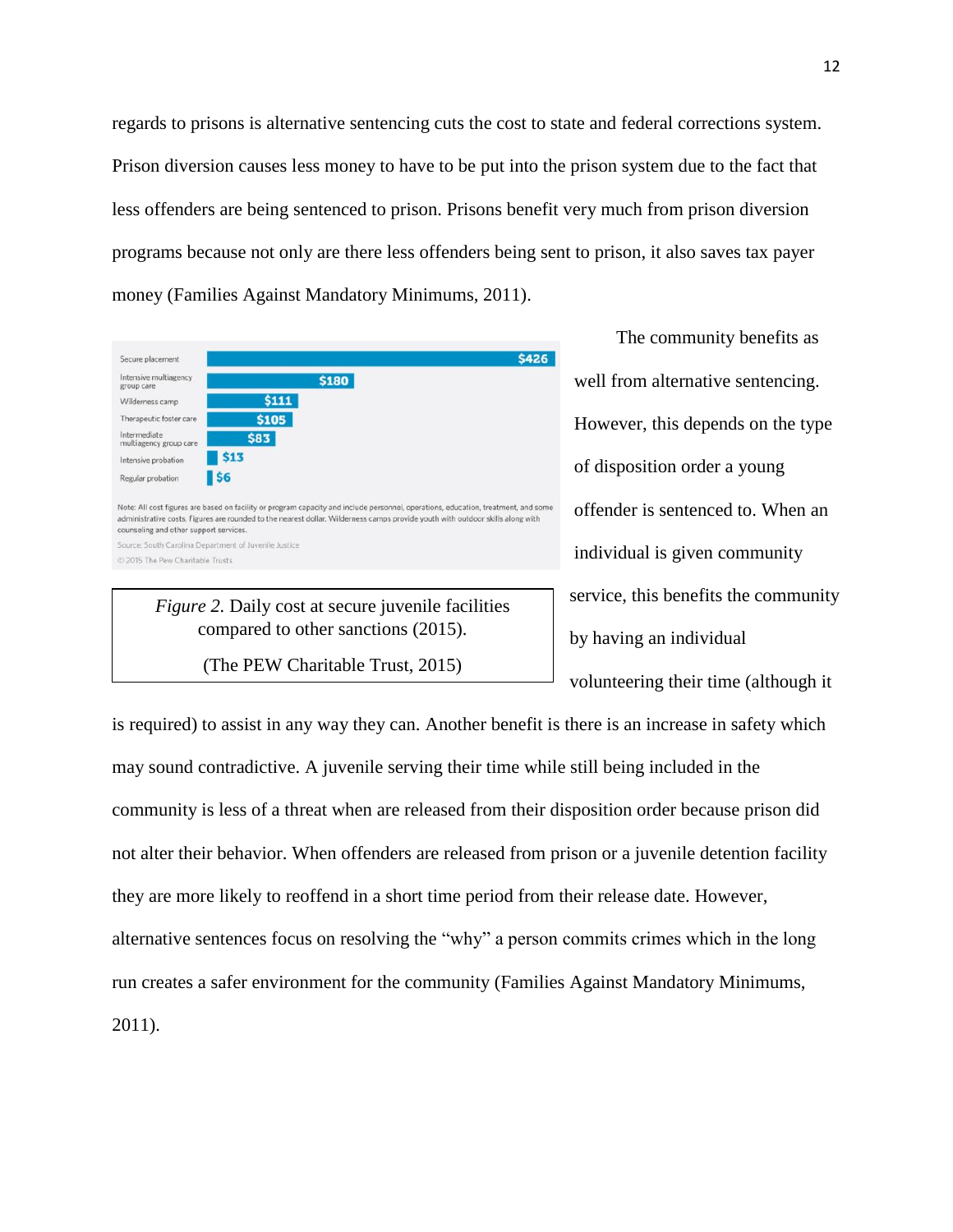regards to prisons is alternative sentencing cuts the cost to state and federal corrections system. Prison diversion causes less money to have to be put into the prison system due to the fact that less offenders are being sentenced to prison. Prisons benefit very much from prison diversion programs because not only are there less offenders being sent to prison, it also saves tax payer money (Families Against Mandatory Minimums, 2011).

| Sanction | Daily cost |
| --- | --- |
| Secure placement | $426 |
| Intensive multiagency group care | $180 |
| Wilderness camp | $111 |
| Therapeutic foster care | $105 |
| Intermediate multiagency group care | $83 |
| Intensive probation | $13 |
| Regular probation | $6 |

Note: All cost figures are based on facility or program capacity and include personnel, operations, education, treatment, and some administrative costs. Figures are rounded to the nearest dollar. Wilderness camps provide youth with outdoor skills along with counseling and other support services.

Source: South Carolina Department of Juvenile Justice

© 2015 The Pew Charitable Trusts

*Figure 2.* Daily cost at secure juvenile facilities compared to other sanctions (2015).

(The PEW Charitable Trust, 2015)

The community benefits as well from alternative sentencing. However, this depends on the type of disposition order a young offender is sentenced to. When an individual is given community service, this benefits the community by having an individual volunteering their time (although it is required) to assist in any way they can. Another benefit is there is an increase in safety which may sound contradictive. A juvenile serving their time while still being included in the community is less of a threat when are released from their disposition order because prison did not alter their behavior. When offenders are released from prison or a juvenile detention facility they are more likely to reoffend in a short time period from their release date. However, alternative sentences focus on resolving the "why" a person commits crimes which in the long run creates a safer environment for the community (Families Against Mandatory Minimums, 2011).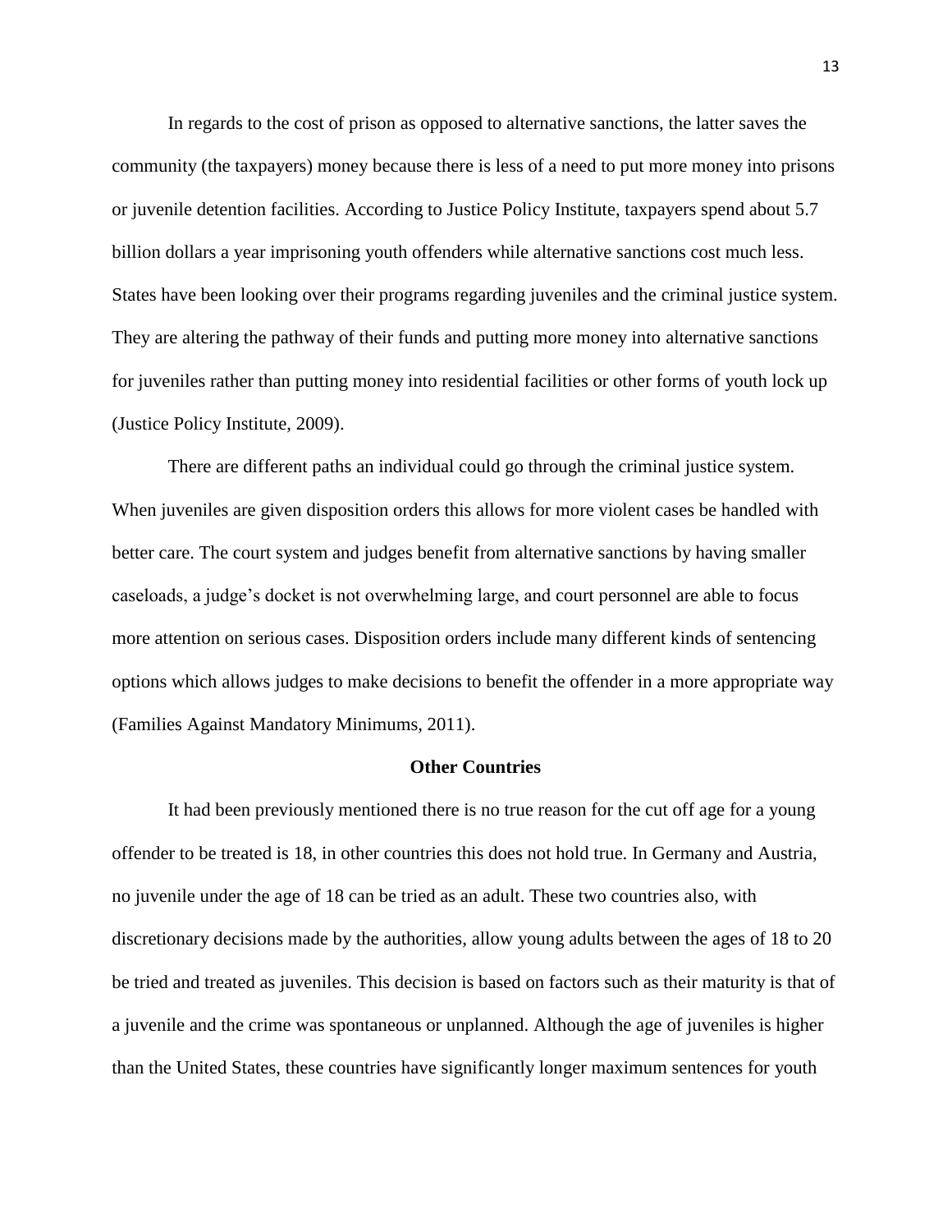In regards to the cost of prison as opposed to alternative sanctions, the latter saves the community (the taxpayers) money because there is less of a need to put more money into prisons or juvenile detention facilities. According to Justice Policy Institute, taxpayers spend about 5.7 billion dollars a year imprisoning youth offenders while alternative sanctions cost much less. States have been looking over their programs regarding juveniles and the criminal justice system. They are altering the pathway of their funds and putting more money into alternative sanctions for juveniles rather than putting money into residential facilities or other forms of youth lock up (Justice Policy Institute, 2009).

There are different paths an individual could go through the criminal justice system. When juveniles are given disposition orders this allows for more violent cases be handled with better care. The court system and judges benefit from alternative sanctions by having smaller caseloads, a judge's docket is not overwhelming large, and court personnel are able to focus more attention on serious cases. Disposition orders include many different kinds of sentencing options which allows judges to make decisions to benefit the offender in a more appropriate way (Families Against Mandatory Minimums, 2011).

## Other Countries

It had been previously mentioned there is no true reason for the cut off age for a young offender to be treated is 18, in other countries this does not hold true. In Germany and Austria, no juvenile under the age of 18 can be tried as an adult. These two countries also, with discretionary decisions made by the authorities, allow young adults between the ages of 18 to 20 be tried and treated as juveniles. This decision is based on factors such as their maturity is that of a juvenile and the crime was spontaneous or unplanned. Although the age of juveniles is higher than the United States, these countries have significantly longer maximum sentences for youth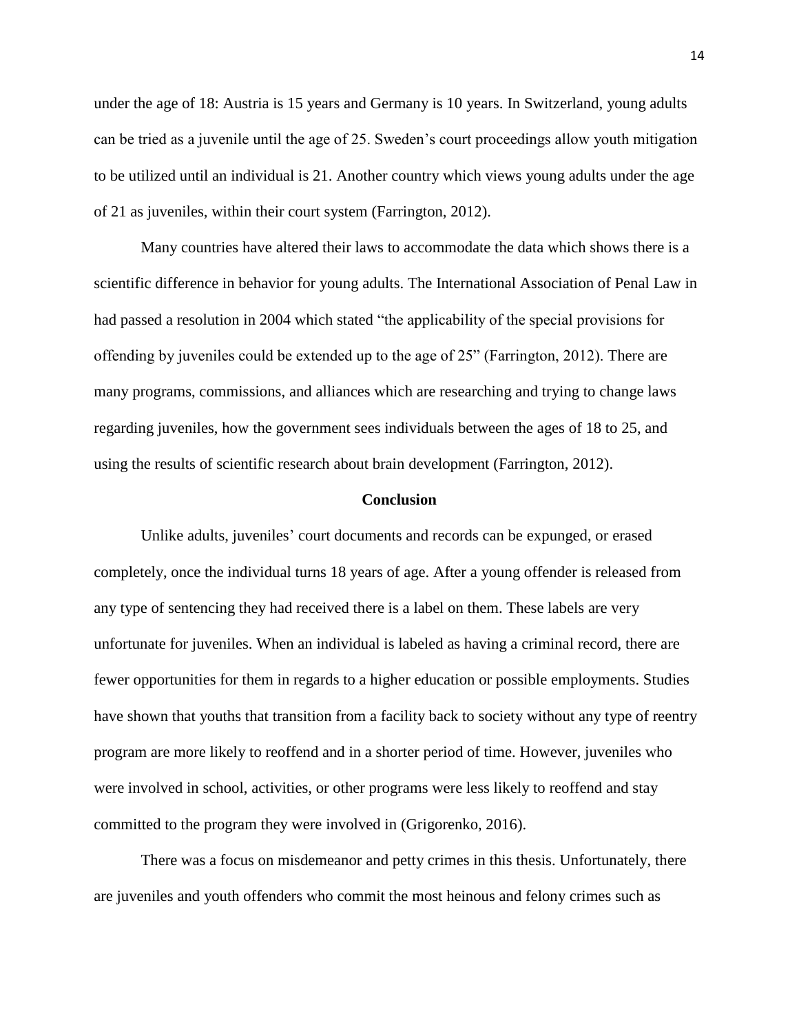under the age of 18: Austria is 15 years and Germany is 10 years. In Switzerland, young adults can be tried as a juvenile until the age of 25. Sweden's court proceedings allow youth mitigation to be utilized until an individual is 21. Another country which views young adults under the age of 21 as juveniles, within their court system (Farrington, 2012).

Many countries have altered their laws to accommodate the data which shows there is a scientific difference in behavior for young adults. The International Association of Penal Law in had passed a resolution in 2004 which stated "the applicability of the special provisions for offending by juveniles could be extended up to the age of 25" (Farrington, 2012). There are many programs, commissions, and alliances which are researching and trying to change laws regarding juveniles, how the government sees individuals between the ages of 18 to 25, and using the results of scientific research about brain development (Farrington, 2012).

## Conclusion

Unlike adults, juveniles' court documents and records can be expunged, or erased completely, once the individual turns 18 years of age. After a young offender is released from any type of sentencing they had received there is a label on them. These labels are very unfortunate for juveniles. When an individual is labeled as having a criminal record, there are fewer opportunities for them in regards to a higher education or possible employments. Studies have shown that youths that transition from a facility back to society without any type of reentry program are more likely to reoffend and in a shorter period of time. However, juveniles who were involved in school, activities, or other programs were less likely to reoffend and stay committed to the program they were involved in (Grigorenko, 2016).

There was a focus on misdemeanor and petty crimes in this thesis. Unfortunately, there are juveniles and youth offenders who commit the most heinous and felony crimes such as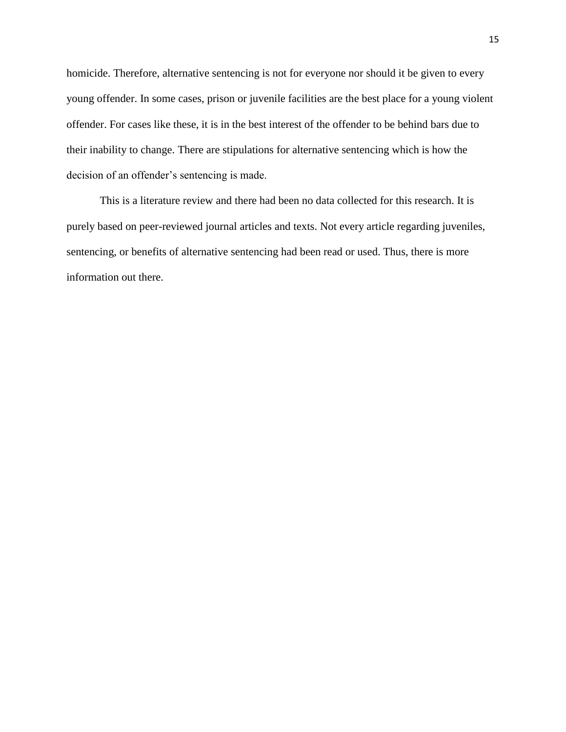homicide. Therefore, alternative sentencing is not for everyone nor should it be given to every young offender. In some cases, prison or juvenile facilities are the best place for a young violent offender. For cases like these, it is in the best interest of the offender to be behind bars due to their inability to change. There are stipulations for alternative sentencing which is how the decision of an offender's sentencing is made.

This is a literature review and there had been no data collected for this research. It is purely based on peer-reviewed journal articles and texts. Not every article regarding juveniles, sentencing, or benefits of alternative sentencing had been read or used. Thus, there is more information out there.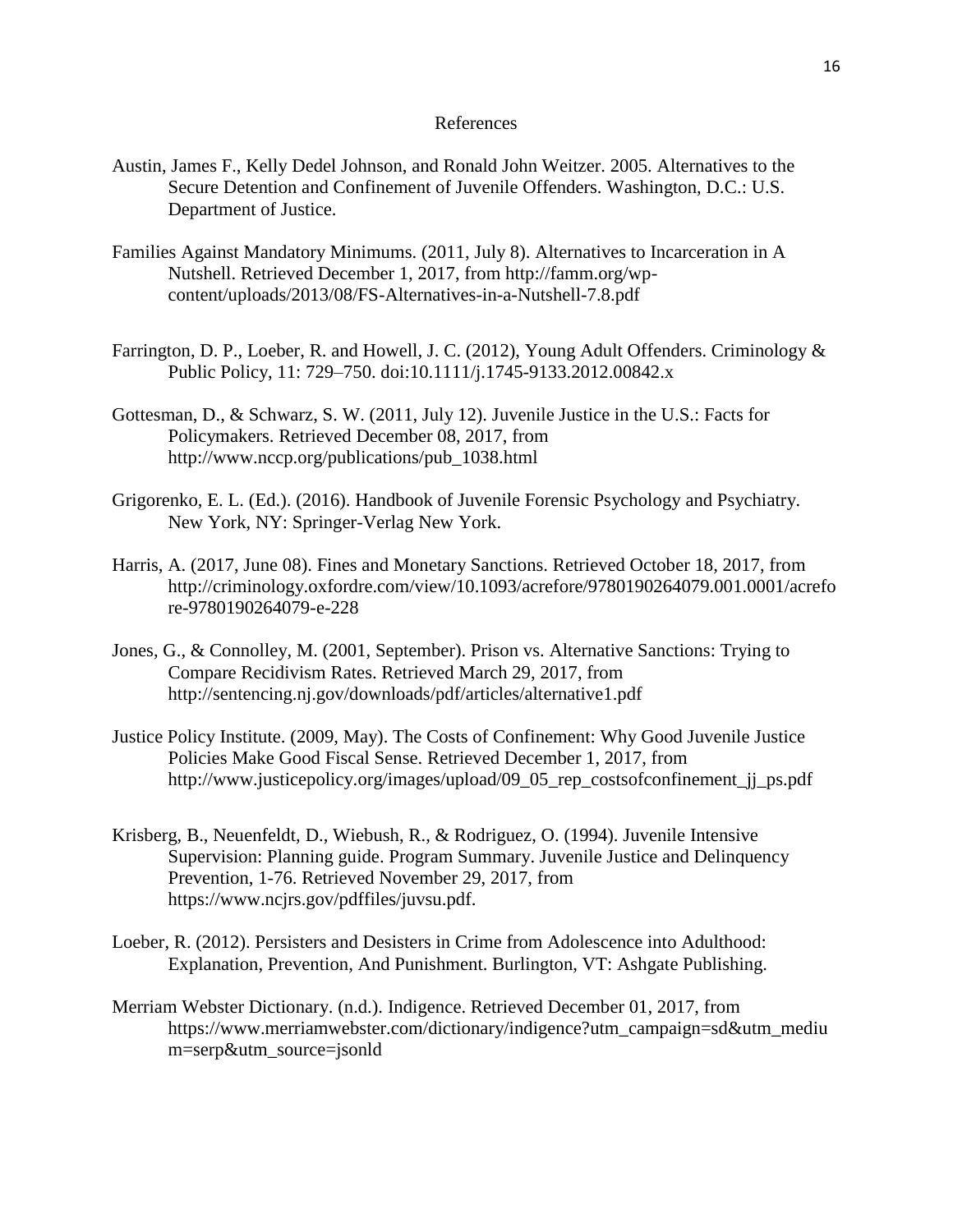# References

Austin, James F., Kelly Dedel Johnson, and Ronald John Weitzer. 2005. Alternatives to the Secure Detention and Confinement of Juvenile Offenders. Washington, D.C.: U.S. Department of Justice.

Families Against Mandatory Minimums. (2011, July 8). Alternatives to Incarceration in A Nutshell. Retrieved December 1, 2017, from http://famm.org/wp-content/uploads/2013/08/FS-Alternatives-in-a-Nutshell-7.8.pdf

Farrington, D. P., Loeber, R. and Howell, J. C. (2012), Young Adult Offenders. Criminology & Public Policy, 11: 729–750. doi:10.1111/j.1745-9133.2012.00842.x

Gottesman, D., & Schwarz, S. W. (2011, July 12). Juvenile Justice in the U.S.: Facts for Policymakers. Retrieved December 08, 2017, from http://www.nccp.org/publications/pub_1038.html

Grigorenko, E. L. (Ed.). (2016). Handbook of Juvenile Forensic Psychology and Psychiatry. New York, NY: Springer-Verlag New York.

Harris, A. (2017, June 08). Fines and Monetary Sanctions. Retrieved October 18, 2017, from http://criminology.oxfordre.com/view/10.1093/acrefore/9780190264079.001.0001/acrefore-9780190264079-e-228

Jones, G., & Connolley, M. (2001, September). Prison vs. Alternative Sanctions: Trying to Compare Recidivism Rates. Retrieved March 29, 2017, from http://sentencing.nj.gov/downloads/pdf/articles/alternative1.pdf

Justice Policy Institute. (2009, May). The Costs of Confinement: Why Good Juvenile Justice Policies Make Good Fiscal Sense. Retrieved December 1, 2017, from http://www.justicepolicy.org/images/upload/09_05_rep_costsofconfinement_jj_ps.pdf

Krisberg, B., Neuenfeldt, D., Wiebush, R., & Rodriguez, O. (1994). Juvenile Intensive Supervision: Planning guide. Program Summary. Juvenile Justice and Delinquency Prevention, 1-76. Retrieved November 29, 2017, from https://www.ncjrs.gov/pdffiles/juvsu.pdf.

Loeber, R. (2012). Persisters and Desisters in Crime from Adolescence into Adulthood: Explanation, Prevention, And Punishment. Burlington, VT: Ashgate Publishing.

Merriam Webster Dictionary. (n.d.). Indigence. Retrieved December 01, 2017, from https://www.merriamwebster.com/dictionary/indigence?utm_campaign=sd&utm_medium=serp&utm_source=jsonld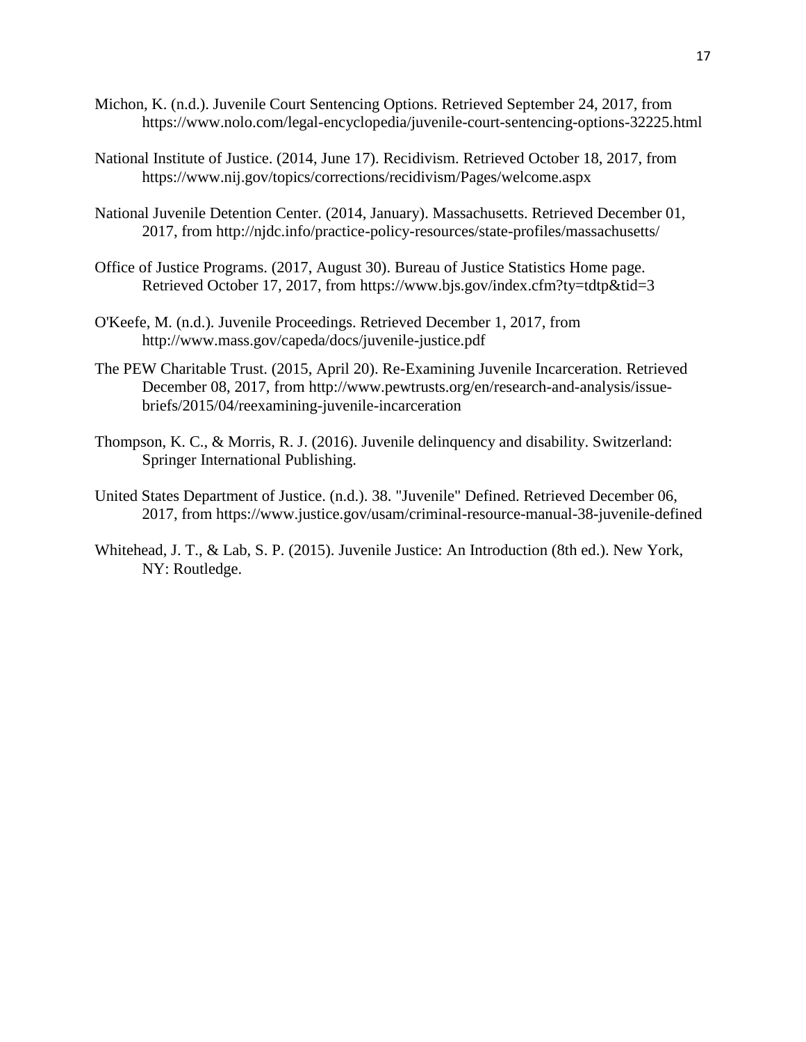Michon, K. (n.d.). Juvenile Court Sentencing Options. Retrieved September 24, 2017, from https://www.nolo.com/legal-encyclopedia/juvenile-court-sentencing-options-32225.html

National Institute of Justice. (2014, June 17). Recidivism. Retrieved October 18, 2017, from https://www.nij.gov/topics/corrections/recidivism/Pages/welcome.aspx

National Juvenile Detention Center. (2014, January). Massachusetts. Retrieved December 01, 2017, from http://njdc.info/practice-policy-resources/state-profiles/massachusetts/

Office of Justice Programs. (2017, August 30). Bureau of Justice Statistics Home page. Retrieved October 17, 2017, from https://www.bjs.gov/index.cfm?ty=tdtp&tid=3

O'Keefe, M. (n.d.). Juvenile Proceedings. Retrieved December 1, 2017, from http://www.mass.gov/capeda/docs/juvenile-justice.pdf

The PEW Charitable Trust. (2015, April 20). Re-Examining Juvenile Incarceration. Retrieved December 08, 2017, from http://www.pewtrusts.org/en/research-and-analysis/issue-briefs/2015/04/reexamining-juvenile-incarceration

Thompson, K. C., & Morris, R. J. (2016). Juvenile delinquency and disability. Switzerland: Springer International Publishing.

United States Department of Justice. (n.d.). 38. "Juvenile" Defined. Retrieved December 06, 2017, from https://www.justice.gov/usam/criminal-resource-manual-38-juvenile-defined

Whitehead, J. T., & Lab, S. P. (2015). Juvenile Justice: An Introduction (8th ed.). New York, NY: Routledge.